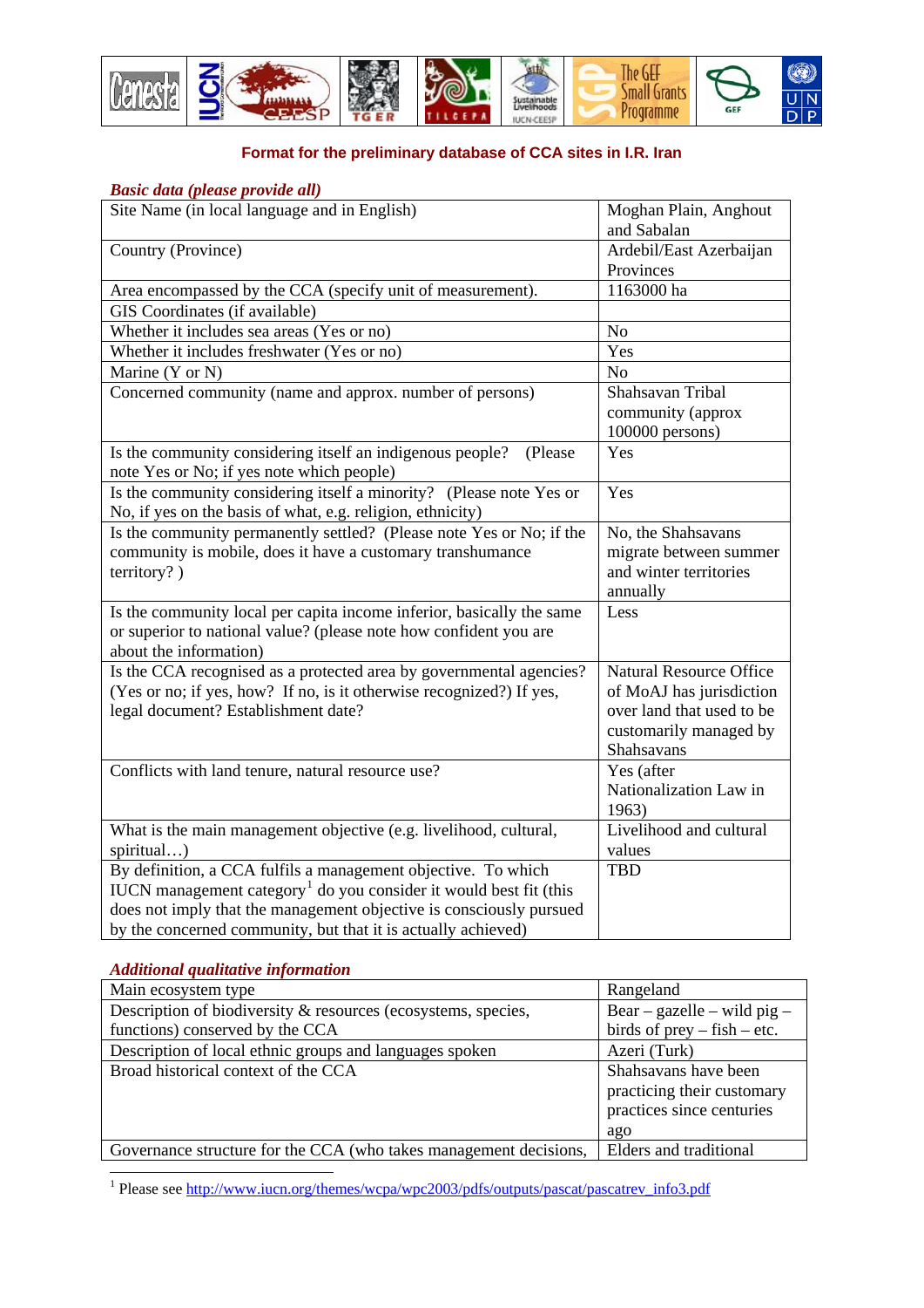## Format for the preliminary database of CCA sites in I.R. Iran

***Basic data (please provide all)***

| | |
|---|---|
| Site Name (in local language and in English) | Moghan Plain, Anghout and Sabalan |
| Country (Province) | Ardebil/East Azerbaijan Provinces |
| Area encompassed by the CCA (specify unit of measurement). | 1163000 ha |
| GIS Coordinates (if available) | |
| Whether it includes sea areas (Yes or no) | No |
| Whether it includes freshwater (Yes or no) | Yes |
| Marine (Y or N) | No |
| Concerned community (name and approx. number of persons) | Shahsavan Tribal community (approx 100000 persons) |
| Is the community considering itself an indigenous people? (Please note Yes or No; if yes note which people) | Yes |
| Is the community considering itself a minority? (Please note Yes or No, if yes on the basis of what, e.g. religion, ethnicity) | Yes |
| Is the community permanently settled? (Please note Yes or No; if the community is mobile, does it have a customary transhumance territory? ) | No, the Shahsavans migrate between summer and winter territories annually |
| Is the community local per capita income inferior, basically the same or superior to national value? (please note how confident you are about the information) | Less |
| Is the CCA recognised as a protected area by governmental agencies? (Yes or no; if yes, how? If no, is it otherwise recognized?) If yes, legal document? Establishment date? | Natural Resource Office of MoAJ has jurisdiction over land that used to be customarily managed by Shahsavans |
| Conflicts with land tenure, natural resource use? | Yes (after Nationalization Law in 1963) |
| What is the main management objective (e.g. livelihood, cultural, spiritual…) | Livelihood and cultural values |
| By definition, a CCA fulfils a management objective. To which IUCN management category[1] do you consider it would best fit (this does not imply that the management objective is consciously pursued by the concerned community, but that it is actually achieved) | TBD |

***Additional qualitative information***

| | |
|---|---|
| Main ecosystem type | Rangeland |
| Description of biodiversity & resources (ecosystems, species, functions) conserved by the CCA | Bear – gazelle – wild pig – birds of prey – fish – etc. |
| Description of local ethnic groups and languages spoken | Azeri (Turk) |
| Broad historical context of the CCA | Shahsavans have been practicing their customary practices since centuries ago |
| Governance structure for the CCA (who takes management decisions, | Elders and traditional |

[1] Please see http://www.iucn.org/themes/wcpa/wpc2003/pdfs/outputs/pascat/pascatrev_info3.pdf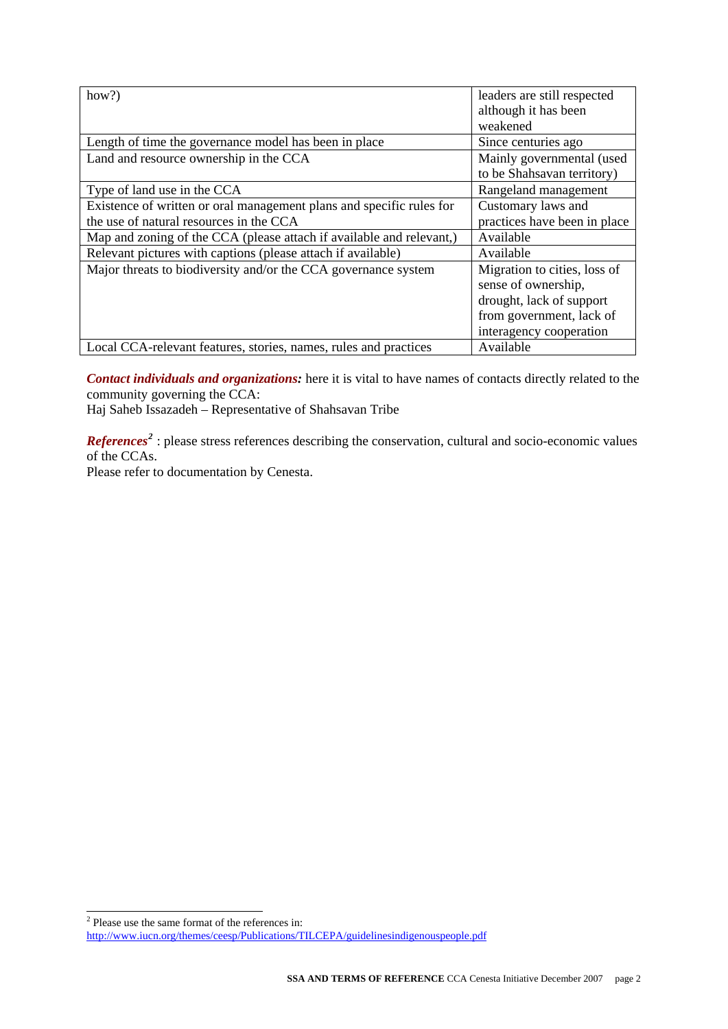| how?) | leaders are still respected although it has been weakened |
|---|---|
| Length of time the governance model has been in place | Since centuries ago |
| Land and resource ownership in the CCA | Mainly governmental (used to be Shahsavan territory) |
| Type of land use in the CCA | Rangeland management |
| Existence of written or oral management plans and specific rules for the use of natural resources in the CCA | Customary laws and practices have been in place |
| Map and zoning of the CCA (please attach if available and relevant,) | Available |
| Relevant pictures with captions (please attach if available) | Available |
| Major threats to biodiversity and/or the CCA governance system | Migration to cities, loss of sense of ownership, drought, lack of support from government, lack of interagency cooperation |
| Local CCA-relevant features, stories, names, rules and practices | Available |

***Contact individuals and organizations:*** here it is vital to have names of contacts directly related to the community governing the CCA:
Haj Saheb Issazadeh – Representative of Shahsavan Tribe

***References[2]*** : please stress references describing the conservation, cultural and socio-economic values of the CCAs.
Please refer to documentation by Cenesta.

[2] Please use the same format of the references in: http://www.iucn.org/themes/ceesp/Publications/TILCEPA/guidelinesindigenouspeople.pdf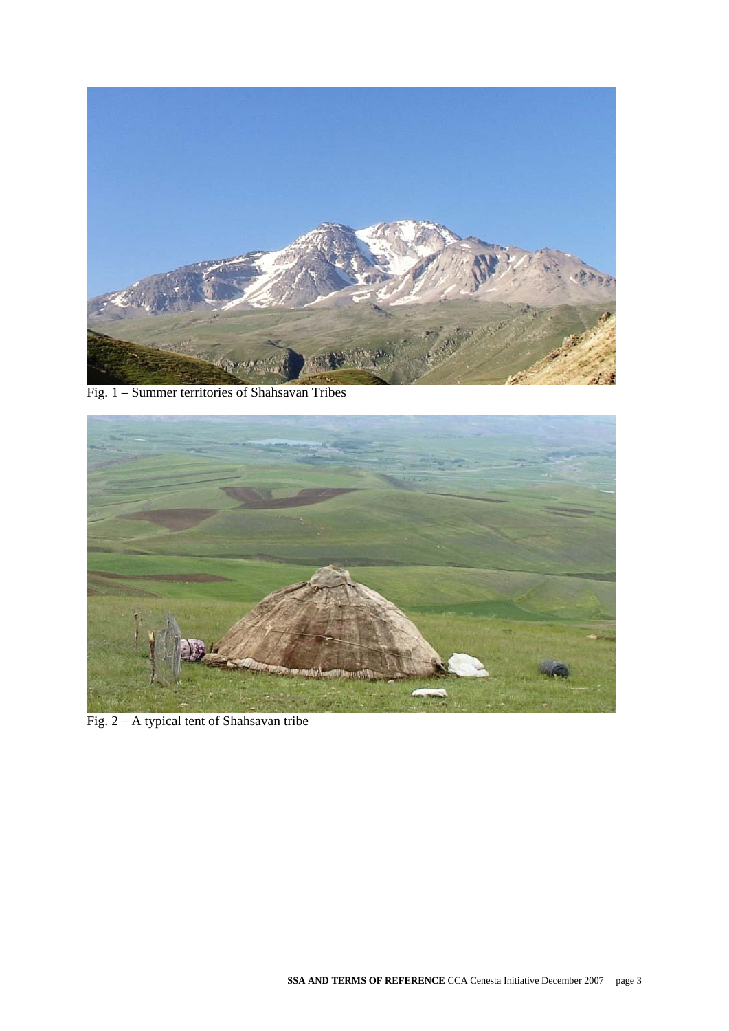Fig. 1 – Summer territories of Shahsavan Tribes

Fig. 2 – A typical tent of Shahsavan tribe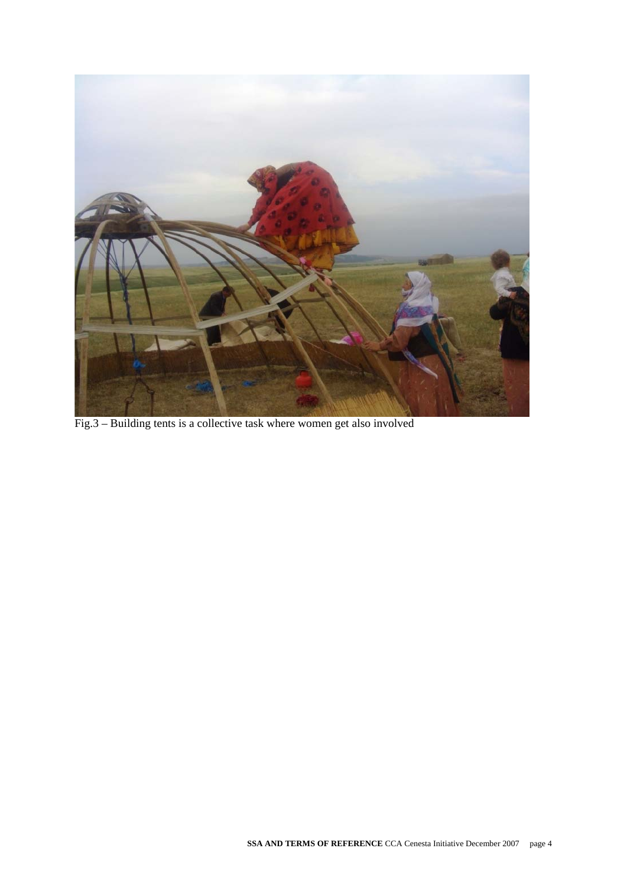Fig.3 – Building tents is a collective task where women get also involved